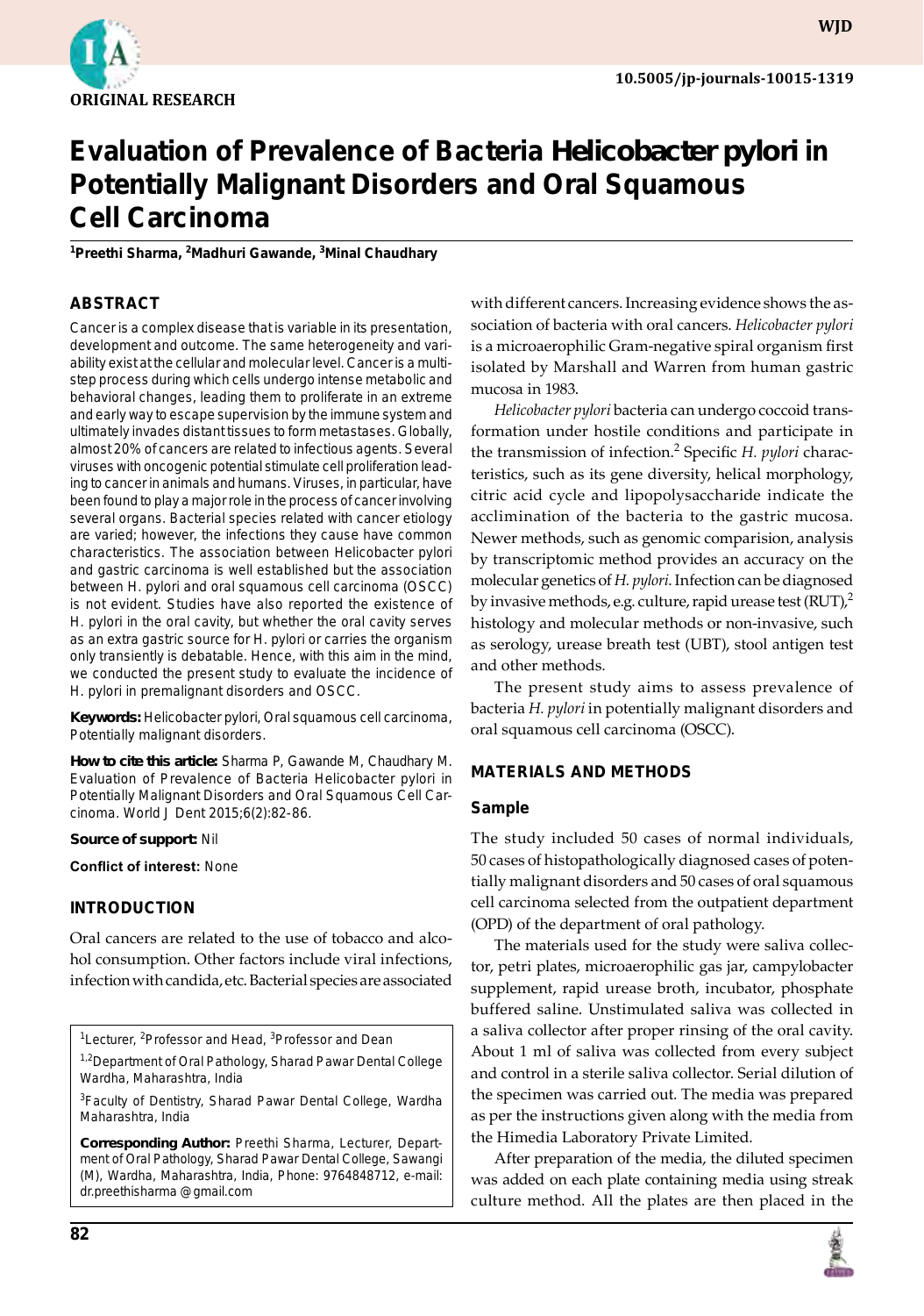ORIGINAL RESEARCH

# Evaluation of Prevalence of Bacteria *Helicobacter pylori* in Potentially Malignant Disorders and Oral Squamous Cell Carcinoma

[1]Preethi Sharma, [2]Madhuri Gawande, [3]Minal Chaudhary

## ABSTRACT

Cancer is a complex disease that is variable in its presentation, development and outcome. The same heterogeneity and variability exist at the cellular and molecular level. Cancer is a multistep process during which cells undergo intense metabolic and behavioral changes, leading them to proliferate in an extreme and early way to escape supervision by the immune system and ultimately invades distant tissues to form metastases. Globally, almost 20% of cancers are related to infectious agents. Several viruses with oncogenic potential stimulate cell proliferation leading to cancer in animals and humans. Viruses, in particular, have been found to play a major role in the process of cancer involving several organs. Bacterial species related with cancer etiology are varied; however, the infections they cause have common characteristics. The association between Helicobacter pylori and gastric carcinoma is well established but the association between H. pylori and oral squamous cell carcinoma (OSCC) is not evident. Studies have also reported the existence of H. pylori in the oral cavity, but whether the oral cavity serves as an extra gastric source for H. pylori or carries the organism only transiently is debatable. Hence, with this aim in the mind, we conducted the present study to evaluate the incidence of H. pylori in premalignant disorders and OSCC.

**Keywords:** Helicobacter pylori, Oral squamous cell carcinoma, Potentially malignant disorders.

**How to cite this article:** Sharma P, Gawande M, Chaudhary M. Evaluation of Prevalence of Bacteria Helicobacter pylori in Potentially Malignant Disorders and Oral Squamous Cell Carcinoma. World J Dent 2015;6(2):82-86.

**Source of support:** Nil

**Conflict of interest:** None

## INTRODUCTION

Oral cancers are related to the use of tobacco and alcohol consumption. Other factors include viral infections, infection with candida, etc. Bacterial species are associated with different cancers. Increasing evidence shows the association of bacteria with oral cancers. *Helicobacter pylori* is a microaerophilic Gram-negative spiral organism first isolated by Marshall and Warren from human gastric mucosa in 1983.

*Helicobacter pylori* bacteria can undergo coccoid transformation under hostile conditions and participate in the transmission of infection.[2] Specific *H. pylori* characteristics, such as its gene diversity, helical morphology, citric acid cycle and lipopolysaccharide indicate the acclimination of the bacteria to the gastric mucosa. Newer methods, such as genomic comparision, analysis by transcriptomic method provides an accuracy on the molecular genetics of *H. pylori*. Infection can be diagnosed by invasive methods, e.g. culture, rapid urease test (RUT),[2] histology and molecular methods or non-invasive, such as serology, urease breath test (UBT), stool antigen test and other methods.

The present study aims to assess prevalence of bacteria *H. pylori* in potentially malignant disorders and oral squamous cell carcinoma (OSCC).

## MATERIALS AND METHODS

### Sample

The study included 50 cases of normal individuals, 50 cases of histopathologically diagnosed cases of potentially malignant disorders and 50 cases of oral squamous cell carcinoma selected from the outpatient department (OPD) of the department of oral pathology.

The materials used for the study were saliva collector, petri plates, microaerophilic gas jar, campylobacter supplement, rapid urease broth, incubator, phosphate buffered saline. Unstimulated saliva was collected in a saliva collector after proper rinsing of the oral cavity. About 1 ml of saliva was collected from every subject and control in a sterile saliva collector. Serial dilution of the specimen was carried out. The media was prepared as per the instructions given along with the media from the Himedia Laboratory Private Limited.

After preparation of the media, the diluted specimen was added on each plate containing media using streak culture method. All the plates are then placed in the

[1]Lecturer, [2]Professor and Head, [3]Professor and Dean

[1,2]Department of Oral Pathology, Sharad Pawar Dental College Wardha, Maharashtra, India

[3]Faculty of Dentistry, Sharad Pawar Dental College, Wardha Maharashtra, India

**Corresponding Author:** Preethi Sharma, Lecturer, Department of Oral Pathology, Sharad Pawar Dental College, Sawangi (M), Wardha, Maharashtra, India, Phone: 9764848712, e-mail: dr.preethisharma@gmail.com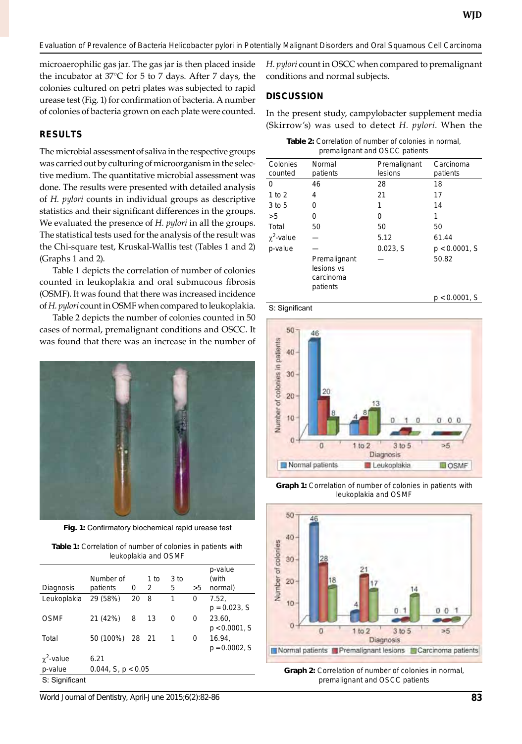microaerophilic gas jar. The gas jar is then placed inside the incubator at 37°C for 5 to 7 days. After 7 days, the colonies cultured on petri plates was subjected to rapid urease test (Fig. 1) for confirmation of bacteria. A number of colonies of bacteria grown on each plate were counted.

## RESULTS

The microbial assessment of saliva in the respective groups was carried out by culturing of microorganism in the selective medium. The quantitative microbial assessment was done. The results were presented with detailed analysis of *H. pylori* counts in individual groups as descriptive statistics and their significant differences in the groups. We evaluated the presence of *H. pylori* in all the groups. The statistical tests used for the analysis of the result was the Chi-square test, Kruskal-Wallis test (Tables 1 and 2) (Graphs 1 and 2).

Table 1 depicts the correlation of number of colonies counted in leukoplakia and oral submucous fibrosis (OSMF). It was found that there was increased incidence of *H. pylori* count in OSMF when compared to leukoplakia.

Table 2 depicts the number of colonies counted in 50 cases of normal, premalignant conditions and OSCC. It was found that there was an increase in the number of *H. pylori* count in OSCC when compared to premalignant conditions and normal subjects.

**Fig. 1:** Confirmatory biochemical rapid urease test

**Table 1:** Correlation of number of colonies in patients with leukoplakia and OSMF

| Diagnosis | Number of patients | 0 | 1 to 2 | 3 to 5 | >5 | p-value (with normal) |
|---|---|---|---|---|---|---|
| Leukoplakia | 29 (58%) | 20 | 8 | 1 | 0 | 7.52, p = 0.023, S |
| OSMF | 21 (42%) | 8 | 13 | 0 | 0 | 23.60, p < 0.0001, S |
| Total | 50 (100%) | 28 | 21 | 1 | 0 | 16.94, p = 0.0002, S |
| $\chi^2$-value | 6.21 | | | | | |
| p-value | 0.044, S, p < 0.05 | | | | | |

S: Significant

## DISCUSSION

In the present study, campylobacter supplement media (Skirrow's) was used to detect *H. pylori*. When the

**Table 2:** Correlation of number of colonies in normal, premalignant and OSCC patients

| Colonies counted | Normal patients | Premalignant lesions | Carcinoma patients |
|---|---|---|---|
| 0 | 46 | 28 | 18 |
| 1 to 2 | 4 | 21 | 17 |
| 3 to 5 | 0 | 1 | 14 |
| >5 | 0 | 0 | 1 |
| Total | 50 | 50 | 50 |
| $\chi^2$-value | — | 5.12 | 61.44 |
| p-value | — | 0.023, S | p < 0.0001, S |
| | Premalignant lesions vs carcinoma patients | — | 50.82 p < 0.0001, S |

S: Significant

**Graph 1:** Correlation of number of colonies in patients with leukoplakia and OSMF

**Graph 2:** Correlation of number of colonies in normal, premalignant and OSCC patients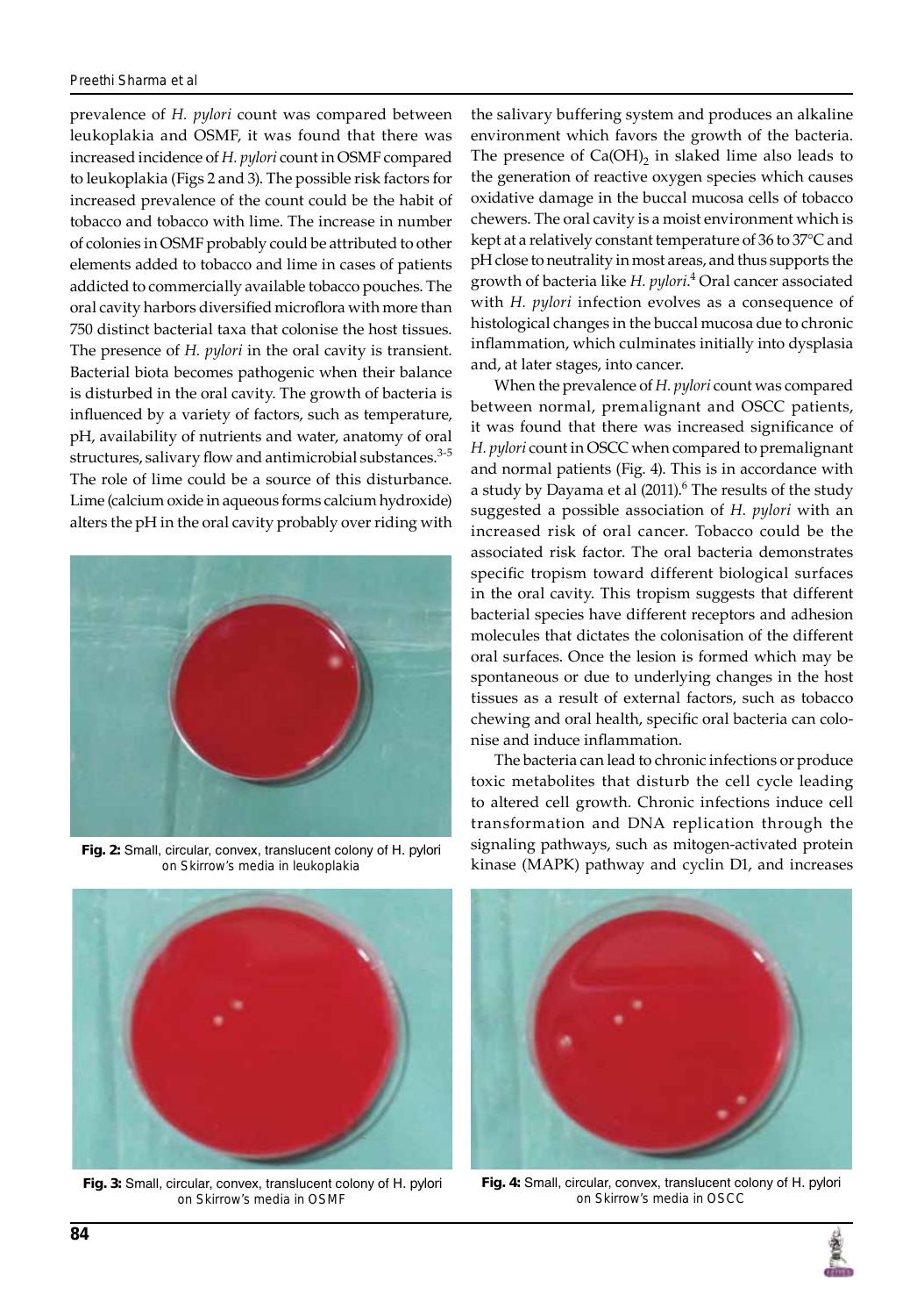prevalence of *H. pylori* count was compared between leukoplakia and OSMF, it was found that there was increased incidence of *H. pylori* count in OSMF compared to leukoplakia (Figs 2 and 3). The possible risk factors for increased prevalence of the count could be the habit of tobacco and tobacco with lime. The increase in number of colonies in OSMF probably could be attributed to other elements added to tobacco and lime in cases of patients addicted to commercially available tobacco pouches. The oral cavity harbors diversified microflora with more than 750 distinct bacterial taxa that colonise the host tissues. The presence of *H. pylori* in the oral cavity is transient. Bacterial biota becomes pathogenic when their balance is disturbed in the oral cavity. The growth of bacteria is influenced by a variety of factors, such as temperature, pH, availability of nutrients and water, anatomy of oral structures, salivary flow and antimicrobial substances.[3-5] The role of lime could be a source of this disturbance. Lime (calcium oxide in aqueous forms calcium hydroxide) alters the pH in the oral cavity probably over riding with the salivary buffering system and produces an alkaline environment which favors the growth of the bacteria. The presence of $Ca(OH)_2$ in slaked lime also leads to the generation of reactive oxygen species which causes oxidative damage in the buccal mucosa cells of tobacco chewers. The oral cavity is a moist environment which is kept at a relatively constant temperature of 36 to 37°C and pH close to neutrality in most areas, and thus supports the growth of bacteria like *H. pylori*.[4] Oral cancer associated with *H. pylori* infection evolves as a consequence of histological changes in the buccal mucosa due to chronic inflammation, which culminates initially into dysplasia and, at later stages, into cancer.

**Fig. 2:** Small, circular, convex, translucent colony of H. pylori on Skirrow's media in leukoplakia

When the prevalence of *H. pylori* count was compared between normal, premalignant and OSCC patients, it was found that there was increased significance of *H. pylori* count in OSCC when compared to premalignant and normal patients (Fig. 4). This is in accordance with a study by Dayama et al (2011).[6] The results of the study suggested a possible association of *H. pylori* with an increased risk of oral cancer. Tobacco could be the associated risk factor. The oral bacteria demonstrates specific tropism toward different biological surfaces in the oral cavity. This tropism suggests that different bacterial species have different receptors and adhesion molecules that dictates the colonisation of the different oral surfaces. Once the lesion is formed which may be spontaneous or due to underlying changes in the host tissues as a result of external factors, such as tobacco chewing and oral health, specific oral bacteria can colonise and induce inflammation.

The bacteria can lead to chronic infections or produce toxic metabolites that disturb the cell cycle leading to altered cell growth. Chronic infections induce cell transformation and DNA replication through the signaling pathways, such as mitogen-activated protein kinase (MAPK) pathway and cyclin D1, and increases

**Fig. 3:** Small, circular, convex, translucent colony of H. pylori on Skirrow's media in OSMF

**Fig. 4:** Small, circular, convex, translucent colony of H. pylori on Skirrow's media in OSCC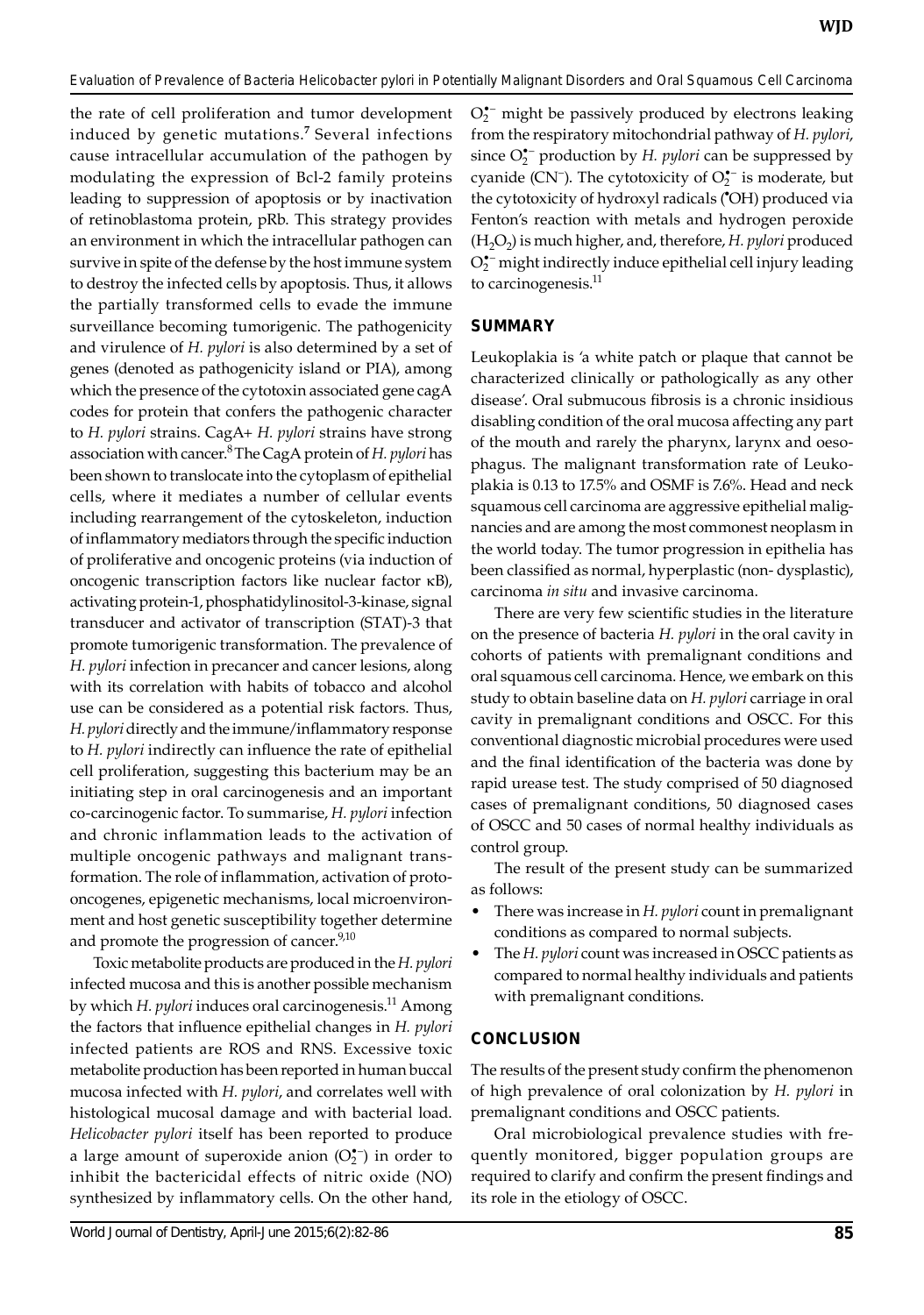the rate of cell proliferation and tumor development induced by genetic mutations.[7] Several infections cause intracellular accumulation of the pathogen by modulating the expression of Bcl-2 family proteins leading to suppression of apoptosis or by inactivation of retinoblastoma protein, pRb. This strategy provides an environment in which the intracellular pathogen can survive in spite of the defense by the host immune system to destroy the infected cells by apoptosis. Thus, it allows the partially transformed cells to evade the immune surveillance becoming tumorigenic. The pathogenicity and virulence of *H. pylori* is also determined by a set of genes (denoted as pathogenicity island or PIA), among which the presence of the cytotoxin associated gene cagA codes for protein that confers the pathogenic character to *H. pylori* strains. CagA+ *H. pylori* strains have strong association with cancer.[8] The CagA protein of *H. pylori* has been shown to translocate into the cytoplasm of epithelial cells, where it mediates a number of cellular events including rearrangement of the cytoskeleton, induction of inflammatory mediators through the specific induction of proliferative and oncogenic proteins (via induction of oncogenic transcription factors like nuclear factor κB), activating protein-1, phosphatidylinositol-3-kinase, signal transducer and activator of transcription (STAT)-3 that promote tumorigenic transformation. The prevalence of *H. pylori* infection in precancer and cancer lesions, along with its correlation with habits of tobacco and alcohol use can be considered as a potential risk factors. Thus, *H. pylori* directly and the immune/inflammatory response to *H. pylori* indirectly can influence the rate of epithelial cell proliferation, suggesting this bacterium may be an initiating step in oral carcinogenesis and an important co-carcinogenic factor. To summarise, *H. pylori* infection and chronic inflammation leads to the activation of multiple oncogenic pathways and malignant transformation. The role of inflammation, activation of protooncogenes, epigenetic mechanisms, local microenvironment and host genetic susceptibility together determine and promote the progression of cancer.[9,10]

Toxic metabolite products are produced in the *H. pylori* infected mucosa and this is another possible mechanism by which *H. pylori* induces oral carcinogenesis.[11] Among the factors that influence epithelial changes in *H. pylori* infected patients are ROS and RNS. Excessive toxic metabolite production has been reported in human buccal mucosa infected with *H. pylori*, and correlates well with histological mucosal damage and with bacterial load. *Helicobacter pylori* itself has been reported to produce a large amount of superoxide anion ($O_2^{\bullet-}$) in order to inhibit the bactericidal effects of nitric oxide (NO) synthesized by inflammatory cells. On the other hand, $O_2^{\bullet-}$ might be passively produced by electrons leaking from the respiratory mitochondrial pathway of *H. pylori*, since $O_2^{\bullet-}$ production by *H. pylori* can be suppressed by cyanide ($CN^-$). The cytotoxicity of $O_2^{\bullet-}$ is moderate, but the cytotoxicity of hydroxyl radicals ($^{\bullet}OH$) produced via Fenton's reaction with metals and hydrogen peroxide ($H_2O_2$) is much higher, and, therefore, *H. pylori* produced $O_2^{\bullet-}$ might indirectly induce epithelial cell injury leading to carcinogenesis.[11]

## SUMMARY

Leukoplakia is 'a white patch or plaque that cannot be characterized clinically or pathologically as any other disease'. Oral submucous fibrosis is a chronic insidious disabling condition of the oral mucosa affecting any part of the mouth and rarely the pharynx, larynx and oesophagus. The malignant transformation rate of Leukoplakia is 0.13 to 17.5% and OSMF is 7.6%. Head and neck squamous cell carcinoma are aggressive epithelial malignancies and are among the most commonest neoplasm in the world today. The tumor progression in epithelia has been classified as normal, hyperplastic (non- dysplastic), carcinoma *in situ* and invasive carcinoma.

There are very few scientific studies in the literature on the presence of bacteria *H. pylori* in the oral cavity in cohorts of patients with premalignant conditions and oral squamous cell carcinoma. Hence, we embark on this study to obtain baseline data on *H. pylori* carriage in oral cavity in premalignant conditions and OSCC. For this conventional diagnostic microbial procedures were used and the final identification of the bacteria was done by rapid urease test. The study comprised of 50 diagnosed cases of premalignant conditions, 50 diagnosed cases of OSCC and 50 cases of normal healthy individuals as control group.

The result of the present study can be summarized as follows:

- There was increase in *H. pylori* count in premalignant conditions as compared to normal subjects.
- The *H. pylori* count was increased in OSCC patients as compared to normal healthy individuals and patients with premalignant conditions.

## CONCLUSION

The results of the present study confirm the phenomenon of high prevalence of oral colonization by *H. pylori* in premalignant conditions and OSCC patients.

Oral microbiological prevalence studies with frequently monitored, bigger population groups are required to clarify and confirm the present findings and its role in the etiology of OSCC.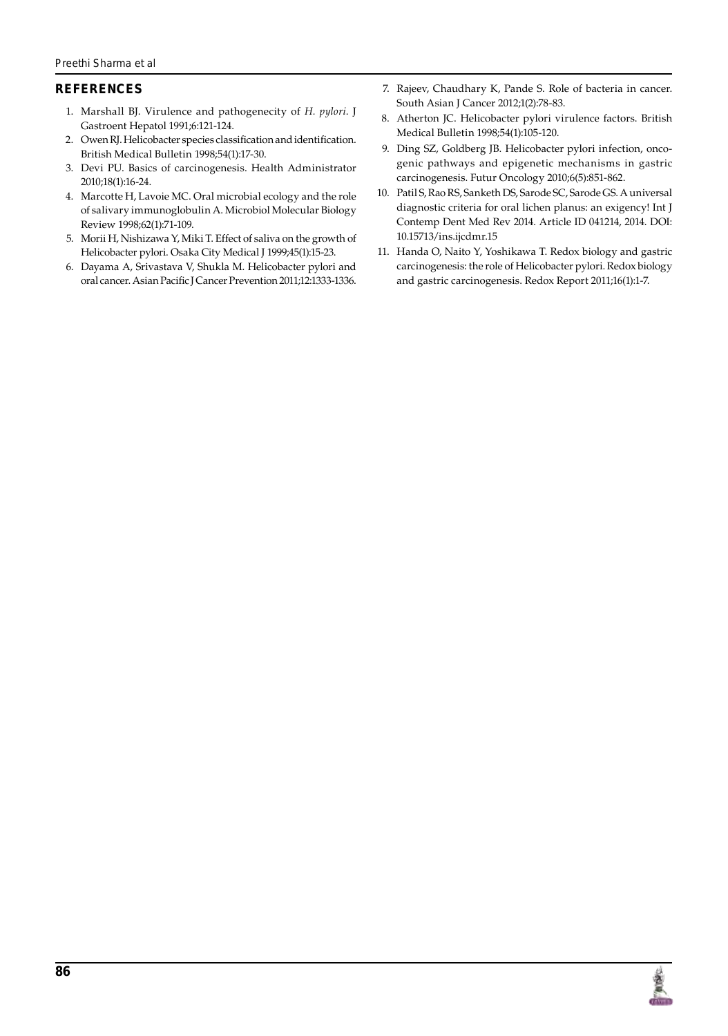## REFERENCES

1. Marshall BJ. Virulence and pathogenecity of *H. pylori*. J Gastroent Hepatol 1991;6:121-124.
2. Owen RJ. Helicobacter species classification and identification. British Medical Bulletin 1998;54(1):17-30.
3. Devi PU. Basics of carcinogenesis. Health Administrator 2010;18(1):16-24.
4. Marcotte H, Lavoie MC. Oral microbial ecology and the role of salivary immunoglobulin A. Microbiol Molecular Biology Review 1998;62(1):71-109.
5. Morii H, Nishizawa Y, Miki T. Effect of saliva on the growth of Helicobacter pylori. Osaka City Medical J 1999;45(1):15-23.
6. Dayama A, Srivastava V, Shukla M. Helicobacter pylori and oral cancer. Asian Pacific J Cancer Prevention 2011;12:1333-1336.
7. Rajeev, Chaudhary K, Pande S. Role of bacteria in cancer. South Asian J Cancer 2012;1(2):78-83.
8. Atherton JC. Helicobacter pylori virulence factors. British Medical Bulletin 1998;54(1):105-120.
9. Ding SZ, Goldberg JB. Helicobacter pylori infection, oncogenic pathways and epigenetic mechanisms in gastric carcinogenesis. Futur Oncology 2010;6(5):851-862.
10. Patil S, Rao RS, Sanketh DS, Sarode SC, Sarode GS. A universal diagnostic criteria for oral lichen planus: an exigency! Int J Contemp Dent Med Rev 2014. Article ID 041214, 2014. DOI: 10.15713/ins.ijcdmr.15
11. Handa O, Naito Y, Yoshikawa T. Redox biology and gastric carcinogenesis: the role of Helicobacter pylori. Redox biology and gastric carcinogenesis. Redox Report 2011;16(1):1-7.